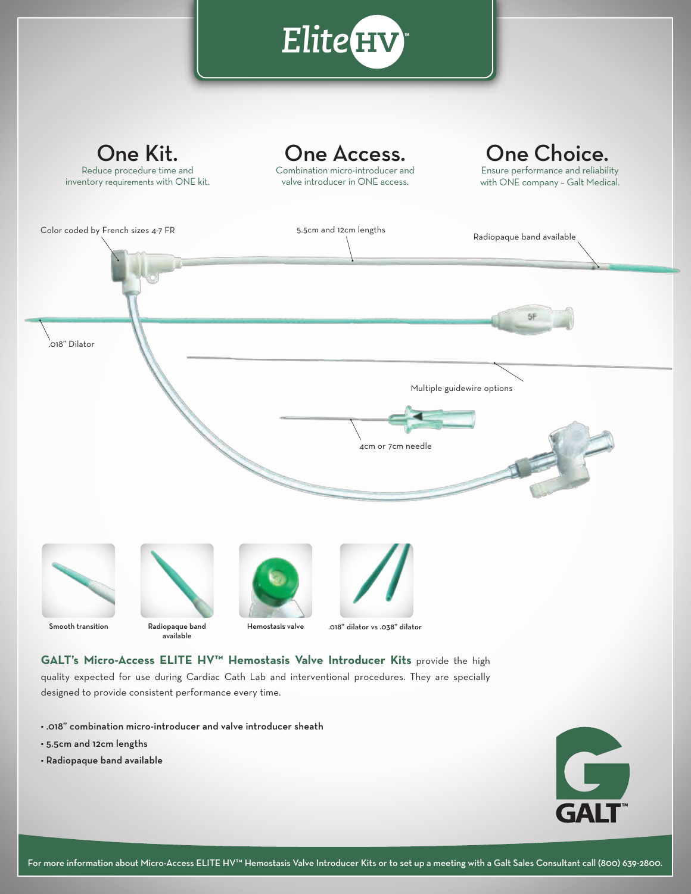# Elite HV™

## One Kit.
Reduce procedure time and inventory requirements with ONE kit.

## One Access.
Combination micro-introducer and valve introducer in ONE access.

## One Choice.
Ensure performance and reliability with ONE company – Galt Medical.

Color coded by French sizes 4-7 FR

5.5cm and 12cm lengths

Radiopaque band available

.018" Dilator

Multiple guidewire options

4cm or 7cm needle

Smooth transition

Radiopaque band available

Hemostasis valve

.018" dilator vs .038" dilator

**GALT's Micro-Access ELITE HV™ Hemostasis Valve Introducer Kits** provide the high quality expected for use during Cardiac Cath Lab and interventional procedures. They are specially designed to provide consistent performance every time.

- .018" combination micro-introducer and valve introducer sheath
- 5.5cm and 12cm lengths
- Radiopaque band available

GALT™

For more information about Micro-Access ELITE HV™ Hemostasis Valve Introducer Kits or to set up a meeting with a Galt Sales Consultant call (800) 639-2800.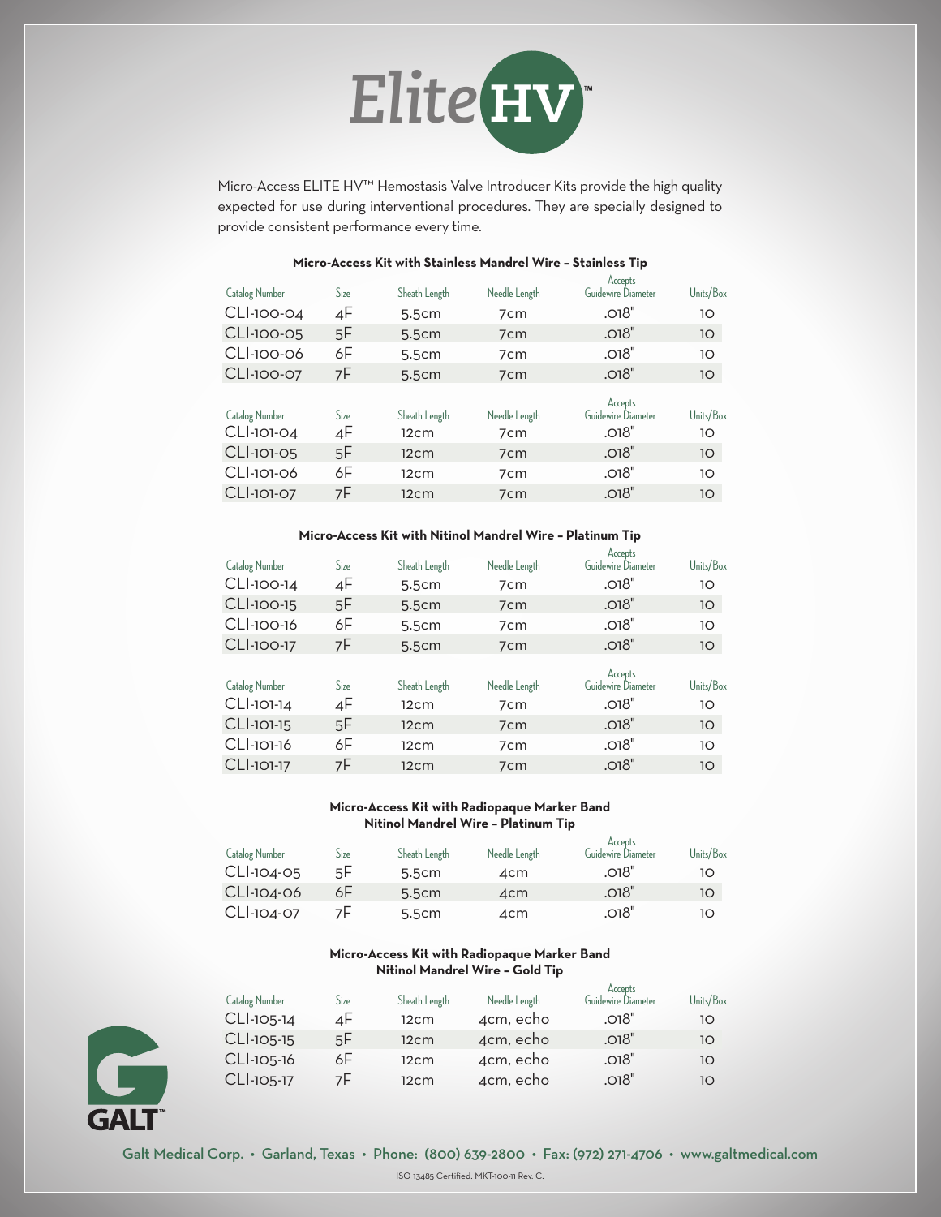# Elite HV™

Micro-Access ELITE HV™ Hemostasis Valve Introducer Kits provide the high quality expected for use during interventional procedures. They are specially designed to provide consistent performance every time.

**Micro-Access Kit with Stainless Mandrel Wire – Stainless Tip**

| Catalog Number | Size | Sheath Length | Needle Length | Accepts Guidewire Diameter | Units/Box |
|---|---|---|---|---|---|
| CLI-100-04 | 4F | 5.5cm | 7cm | .018" | 10 |
| CLI-100-05 | 5F | 5.5cm | 7cm | .018" | 10 |
| CLI-100-06 | 6F | 5.5cm | 7cm | .018" | 10 |
| CLI-100-07 | 7F | 5.5cm | 7cm | .018" | 10 |

| Catalog Number | Size | Sheath Length | Needle Length | Accepts Guidewire Diameter | Units/Box |
|---|---|---|---|---|---|
| CLI-101-04 | 4F | 12cm | 7cm | .018" | 10 |
| CLI-101-05 | 5F | 12cm | 7cm | .018" | 10 |
| CLI-101-06 | 6F | 12cm | 7cm | .018" | 10 |
| CLI-101-07 | 7F | 12cm | 7cm | .018" | 10 |

**Micro-Access Kit with Nitinol Mandrel Wire – Platinum Tip**

| Catalog Number | Size | Sheath Length | Needle Length | Accepts Guidewire Diameter | Units/Box |
|---|---|---|---|---|---|
| CLI-100-14 | 4F | 5.5cm | 7cm | .018" | 10 |
| CLI-100-15 | 5F | 5.5cm | 7cm | .018" | 10 |
| CLI-100-16 | 6F | 5.5cm | 7cm | .018" | 10 |
| CLI-100-17 | 7F | 5.5cm | 7cm | .018" | 10 |

| Catalog Number | Size | Sheath Length | Needle Length | Accepts Guidewire Diameter | Units/Box |
|---|---|---|---|---|---|
| CLI-101-14 | 4F | 12cm | 7cm | .018" | 10 |
| CLI-101-15 | 5F | 12cm | 7cm | .018" | 10 |
| CLI-101-16 | 6F | 12cm | 7cm | .018" | 10 |
| CLI-101-17 | 7F | 12cm | 7cm | .018" | 10 |

**Micro-Access Kit with Radiopaque Marker Band**
**Nitinol Mandrel Wire – Platinum Tip**

| Catalog Number | Size | Sheath Length | Needle Length | Accepts Guidewire Diameter | Units/Box |
|---|---|---|---|---|---|
| CLI-104-05 | 5F | 5.5cm | 4cm | .018" | 10 |
| CLI-104-06 | 6F | 5.5cm | 4cm | .018" | 10 |
| CLI-104-07 | 7F | 5.5cm | 4cm | .018" | 10 |

**Micro-Access Kit with Radiopaque Marker Band**
**Nitinol Mandrel Wire – Gold Tip**

| Catalog Number | Size | Sheath Length | Needle Length | Accepts Guidewire Diameter | Units/Box |
|---|---|---|---|---|---|
| CLI-105-14 | 4F | 12cm | 4cm, echo | .018" | 10 |
| CLI-105-15 | 5F | 12cm | 4cm, echo | .018" | 10 |
| CLI-105-16 | 6F | 12cm | 4cm, echo | .018" | 10 |
| CLI-105-17 | 7F | 12cm | 4cm, echo | .018" | 10 |

GALT™

Galt Medical Corp. • Garland, Texas • Phone: (800) 639-2800 • Fax: (972) 271-4706 • www.galtmedical.com

ISO 13485 Certified. MKT-100-11 Rev. C.